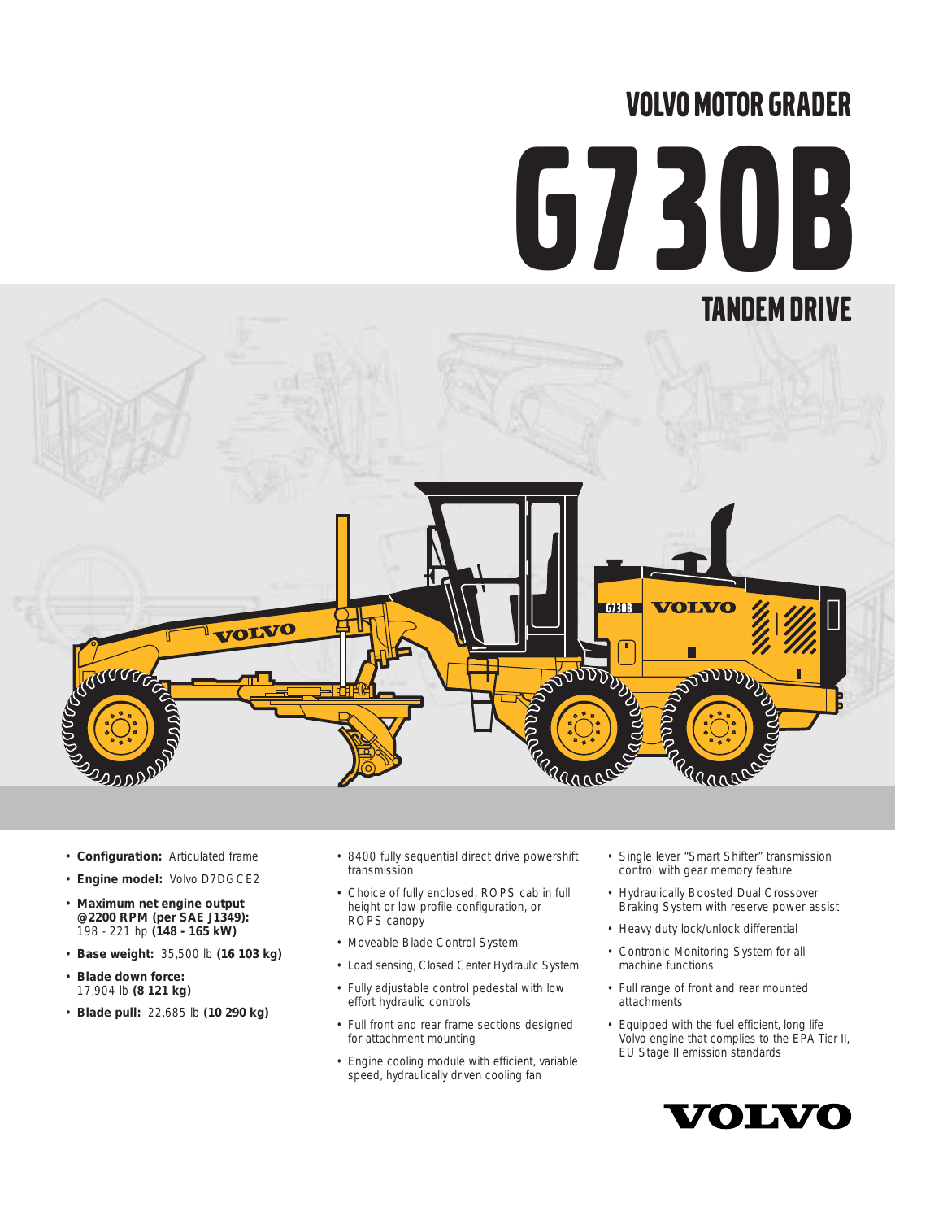# VOLVO MOTOR GRADER

# G730B

## TANDEM DRIVE

- **Configuration:** Articulated frame
- **Engine model:** Volvo D7DGCE2
- **Maximum net engine output @2200 RPM (per SAE J1349):** 198 - 221 hp **(148 - 165 kW)**
- **Base weight:** 35,500 lb **(16 103 kg)**
- **Blade down force:** 17,904 lb **(8 121 kg)**
- **Blade pull:** 22,685 lb **(10 290 kg)**
- 8400 fully sequential direct drive powershift transmission
- Choice of fully enclosed, ROPS cab in full height or low profile configuration, or ROPS canopy
- Moveable Blade Control System
- Load sensing, Closed Center Hydraulic System
- Fully adjustable control pedestal with low effort hydraulic controls
- Full front and rear frame sections designed for attachment mounting
- Engine cooling module with efficient, variable speed, hydraulically driven cooling fan
- Single lever "Smart Shifter" transmission control with gear memory feature
- Hydraulically Boosted Dual Crossover Braking System with reserve power assist
- Heavy duty lock/unlock differential
- Contronic Monitoring System for all machine functions
- Full range of front and rear mounted attachments
- Equipped with the fuel efficient, long life Volvo engine that complies to the EPA Tier II, EU Stage II emission standards

VOLVO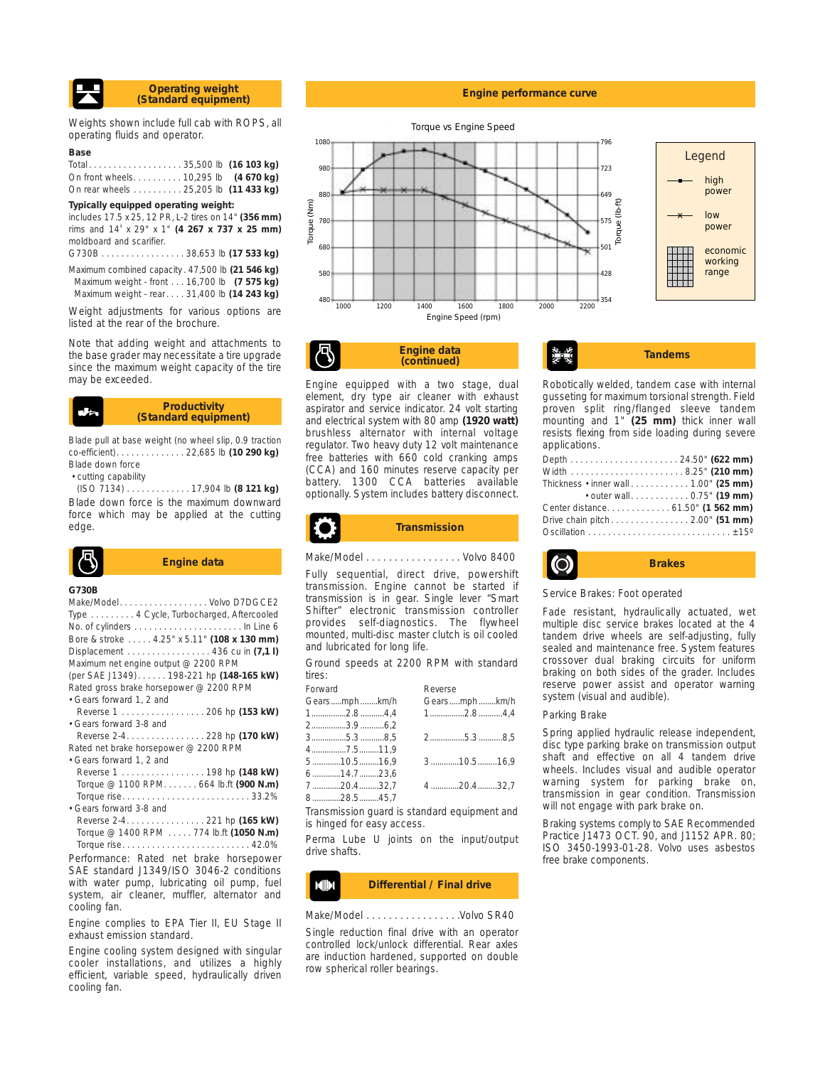## Operating weight (Standard equipment)

Weights shown include full cab with ROPS, all operating fluids and operator.

**Base**

Total . . . . . . . . . . . . . . . . . . 35,500 lb **(16 103 kg)**
On front wheels. . . . . . . . . . 10,295 lb **(4 670 kg)**
On rear wheels . . . . . . . . . . 25,205 lb **(11 433 kg)**

**Typically equipped operating weight:** includes 17.5 x25, 12 PR, L-2 tires on 14" **(356 mm)** rims and 14' x 29" x 1" **(4 267 x 737 x 25 mm)** moldboard and scarifier.

G730B . . . . . . . . . . . . . . . . 38,653 lb **(17 533 kg)**

Maximum combined capacity . 47,500 lb **(21 546 kg)**
Maximum weight - front . . . 16,700 lb **(7 575 kg)**
Maximum weight - rear. . . . 31,400 lb **(14 243 kg)**

Weight adjustments for various options are listed at the rear of the brochure.

Note that adding weight and attachments to the base grader may necessitate a tire upgrade since the maximum weight capacity of the tire may be exceeded.

## Productivity (Standard equipment)

Blade pull at base weight (no wheel slip, 0.9 traction co-efficient). . . . . . . . . . . . . . 22,685 lb **(10 290 kg)**

Blade down force
- cutting capability (ISO 7134) . . . . . . . . . . . . . 17,904 lb **(8 121 kg)**

Blade down force is the maximum downward force which may be applied at the cutting edge.

## Engine data

**G730B**

Make/Model. . . . . . . . . . . . . . . . . Volvo D7DGCE2
Type . . . . . . . . . 4 Cycle, Turbocharged, Aftercooled
No. of cylinders . . . . . . . . . . . . . . . . . . . . . . In Line 6
Bore & stroke . . . . . 4.25" x 5.11" **(108 x 130 mm)**
Displacement . . . . . . . . . . . . . . . . . 436 cu in **(7,1 l)**
Maximum net engine output @ 2200 RPM (per SAE J1349). . . . . . 198-221 hp **(148-165 kW)**

Rated gross brake horsepower @ 2200 RPM
- Gears forward 1, 2 and Reverse 1 . . . . . . . . . . . . . . . . . 206 hp **(153 kW)**
- Gears forward 3-8 and Reverse 2-4. . . . . . . . . . . . . . . . 228 hp **(170 kW)**

Rated net brake horsepower @ 2200 RPM
- Gears forward 1, 2 and Reverse 1 . . . . . . . . . . . . . . . . . 198 hp **(148 kW)**
  Torque @ 1100 RPM. . . . . . . 664 lb.ft **(900 N.m)**
  Torque rise. . . . . . . . . . . . . . . . . . . . . . . . . 33.2%
- Gears forward 3-8 and Reverse 2-4. . . . . . . . . . . . . . . . 221 hp **(165 kW)**
  Torque @ 1400 RPM . . . . . 774 lb.ft **(1050 N.m)**
  Torque rise. . . . . . . . . . . . . . . . . . . . . . . . . 42.0%

Performance: Rated net brake horsepower SAE standard J1349/ISO 3046-2 conditions with water pump, lubricating oil pump, fuel system, air cleaner, muffler, alternator and cooling fan.

Engine complies to EPA Tier II, EU Stage II exhaust emission standard.

Engine cooling system designed with singular cooler installations, and utilizes a highly efficient, variable speed, hydraulically driven cooling fan.

## Engine performance curve

Torque vs Engine Speed

| Engine Speed (rpm) | 1000 | 1200 | 1400 | 1600 | 1800 | 2000 | 2200 |
|---|---|---|---|---|---|---|---|
| Torque (Nm) scale | 480–1080 | | | | | | |
| Torque (lb-ft) scale | 354–796 | | | | | | |

Legend: high power; low power; economic working range

## Engine data (continued)

Engine equipped with a two stage, dual element, dry type air cleaner with exhaust aspirator and service indicator. 24 volt starting and electrical system with 80 amp **(1920 watt)** brushless alternator with internal voltage regulator. Two heavy duty 12 volt maintenance free batteries with 660 cold cranking amps (CCA) and 160 minutes reserve capacity per battery. 1300 CCA batteries available optionally. System includes battery disconnect.

## Transmission

Make/Model . . . . . . . . . . . . . . . . . Volvo 8400

Fully sequential, direct drive, powershift transmission. Engine cannot be started if transmission is in gear. Single lever "Smart Shifter" electronic transmission controller provides self-diagnostics. The flywheel mounted, multi-disc master clutch is oil cooled and lubricated for long life.

Ground speeds at 2200 RPM with standard tires:

| Forward Gears | mph | km/h | Reverse Gears | mph | km/h |
|---|---|---|---|---|---|
| 1 | 2.8 | 4,4 | 1 | 2.8 | 4,4 |
| 2 | 3.9 | 6,2 | | | |
| 3 | 5.3 | 8,5 | 2 | 5.3 | 8,5 |
| 4 | 7.5 | 11,9 | | | |
| 5 | 10.5 | 16,9 | 3 | 10.5 | 16,9 |
| 6 | 14.7 | 23,6 | | | |
| 7 | 20.4 | 32,7 | 4 | 20.4 | 32,7 |
| 8 | 28.5 | 45,7 | | | |

Transmission guard is standard equipment and is hinged for easy access.

Perma Lube U joints on the input/output drive shafts.

## Differential / Final drive

Make/Model . . . . . . . . . . . . . . . . .Volvo SR40

Single reduction final drive with an operator controlled lock/unlock differential. Rear axles are induction hardened, supported on double row spherical roller bearings.

## Tandems

Robotically welded, tandem case with internal gusseting for maximum torsional strength. Field proven split ring/flanged sleeve tandem mounting and 1" **(25 mm)** thick inner wall resists flexing from side loading during severe applications.

Depth . . . . . . . . . . . . . . . . . . . . . . 24.50" **(622 mm)**
Width . . . . . . . . . . . . . . . . . . . . . . . 8.25" **(210 mm)**
Thickness • inner wall. . . . . . . . . . . . 1.00" **(25 mm)**
• outer wall. . . . . . . . . . . . 0.75" **(19 mm)**
Center distance. . . . . . . . . . . . . 61.50" **(1 562 mm)**
Drive chain pitch. . . . . . . . . . . . . . . . 2.00" **(51 mm)**
Oscillation . . . . . . . . . . . . . . . . . . . . . . . . . . . . ±15º

## Brakes

Service Brakes: Foot operated

Fade resistant, hydraulically actuated, wet multiple disc service brakes located at the 4 tandem drive wheels are self-adjusting, fully sealed and maintenance free. System features crossover dual braking circuits for uniform braking on both sides of the grader. Includes reserve power assist and operator warning system (visual and audible).

Parking Brake

Spring applied hydraulic release independent, disc type parking brake on transmission output shaft and effective on all 4 tandem drive wheels. Includes visual and audible operator warning system for parking brake on, transmission in gear condition. Transmission will not engage with park brake on.

Braking systems comply to SAE Recommended Practice J1473 OCT. 90, and J1152 APR. 80; ISO 3450-1993-01-28. Volvo uses asbestos free brake components.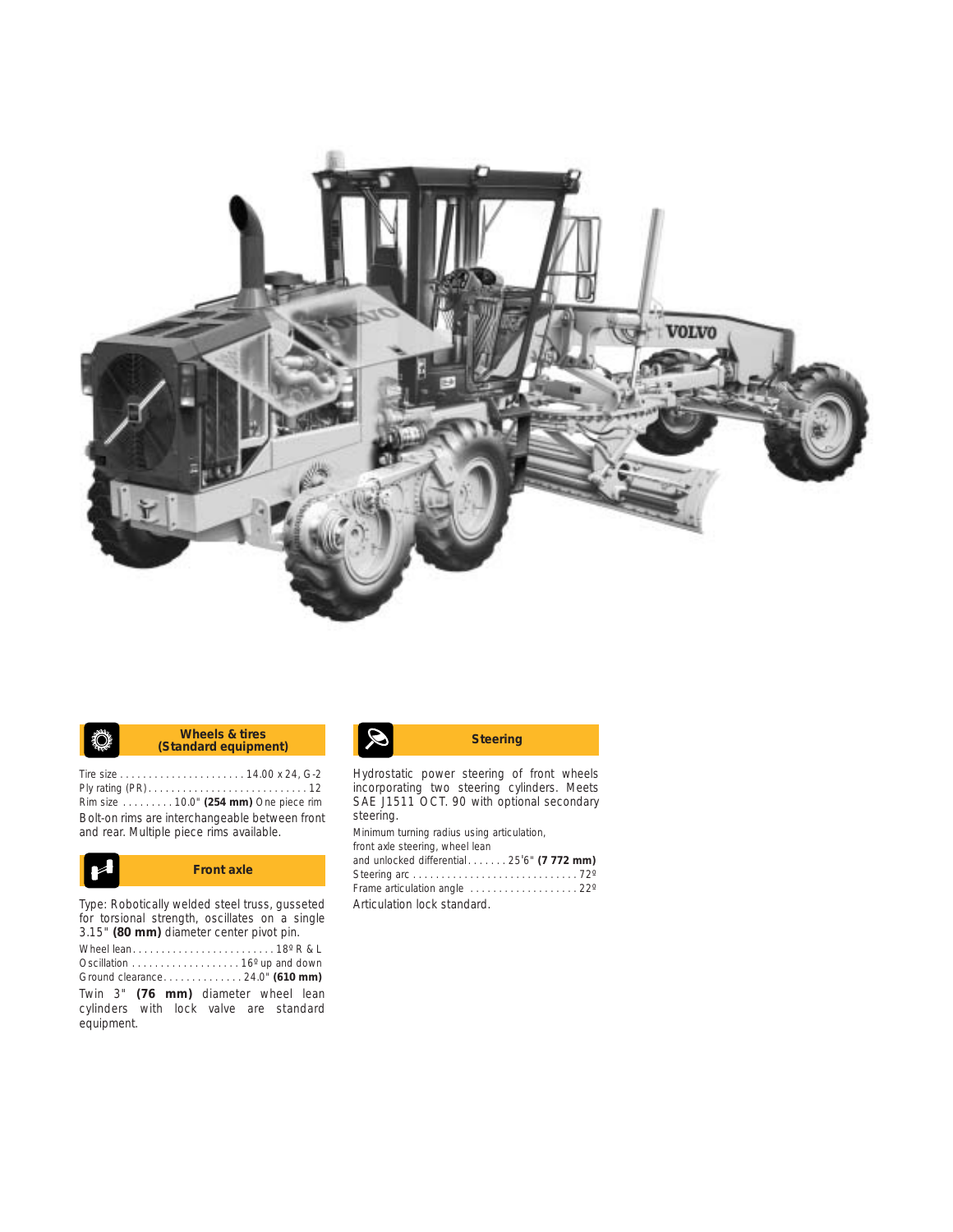## Wheels & tires (Standard equipment)

Tire size . . . . . . . . . . . . . . . . . . . . . . 14.00 x 24, G-2
Ply rating (PR). . . . . . . . . . . . . . . . . . . . . . . . . . . . 12
Rim size . . . . . . . . . 10.0" **(254 mm)** One piece rim

Bolt-on rims are interchangeable between front and rear. Multiple piece rims available.

## Front axle

Type: Robotically welded steel truss, gusseted for torsional strength, oscillates on a single 3.15" **(80 mm)** diameter center pivot pin.

Wheel lean. . . . . . . . . . . . . . . . . . . . . . . . . 18º R & L
Oscillation . . . . . . . . . . . . . . . . . . . 16º up and down
Ground clearance. . . . . . . . . . . . . . 24.0" **(610 mm)**

Twin 3" **(76 mm)** diameter wheel lean cylinders with lock valve are standard equipment.

## Steering

Hydrostatic power steering of front wheels incorporating two steering cylinders. Meets SAE J1511 OCT. 90 with optional secondary steering.

Minimum turning radius using articulation,
front axle steering, wheel lean
and unlocked differential. . . . . . . 25'6" **(7 772 mm)**
Steering arc . . . . . . . . . . . . . . . . . . . . . . . . . . . . 72º
Frame articulation angle . . . . . . . . . . . . . . . . . . . 22º

Articulation lock standard.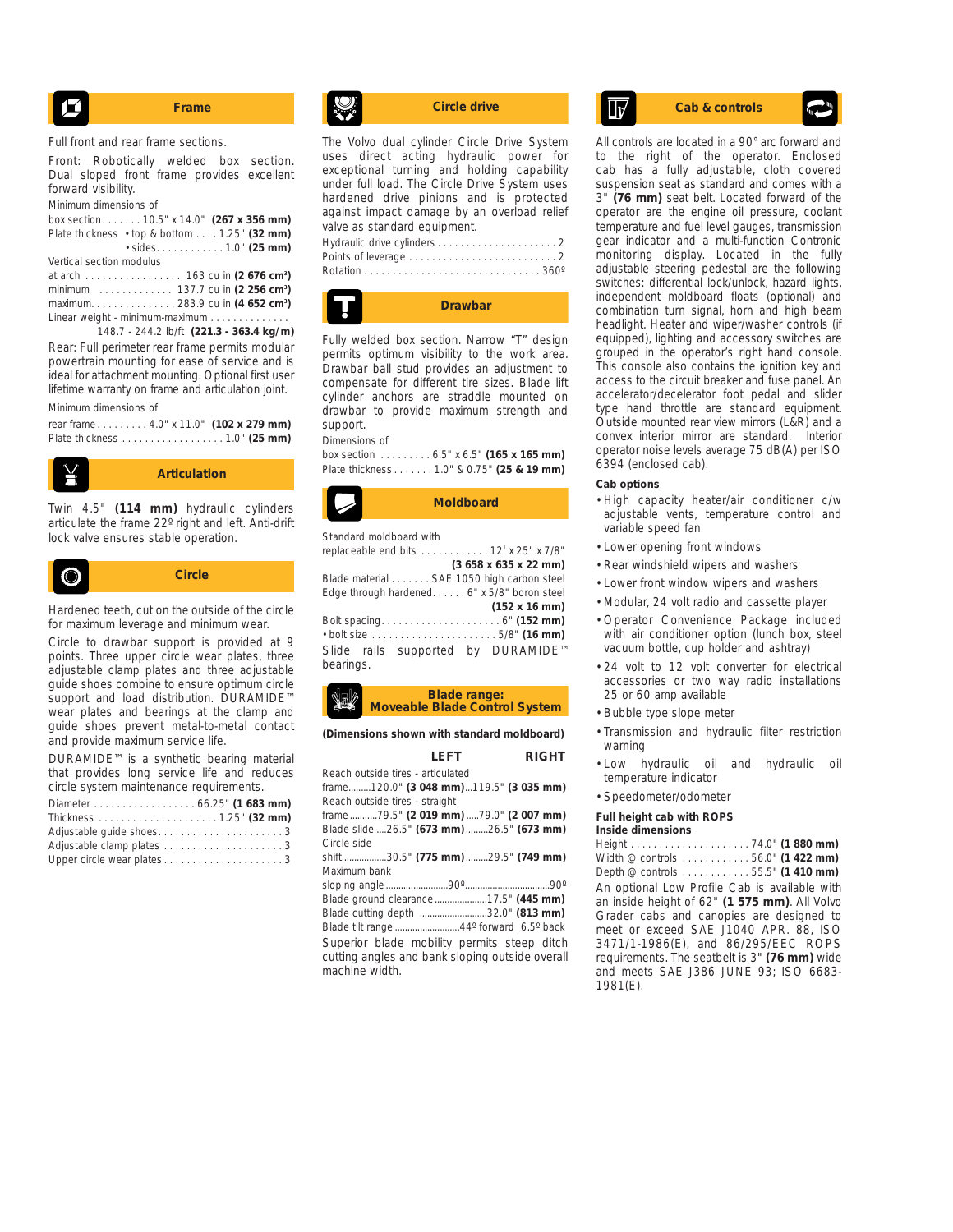## Frame

Full front and rear frame sections.

Front: Robotically welded box section. Dual sloped front frame provides excellent forward visibility.

Minimum dimensions of

box section . . . . . . . 10.5" x 14.0" **(267 x 356 mm)**
Plate thickness • top & bottom . . . . 1.25" **(32 mm)**
• sides. . . . . . . . . . . . 1.0" **(25 mm)**

Vertical section modulus

at arch . . . . . . . . . . . . . . . . 163 cu in **(2 676 cm³)**
minimum . . . . . . . . . . . . . 137.7 cu in **(2 256 cm³)**
maximum. . . . . . . . . . . . . . . 283.9 cu in **(4 652 cm³)**

Linear weight - minimum-maximum . . . . . . . . . . . . .
148.7 - 244.2 lb/ft **(221.3 - 363.4 kg/m)**

Rear: Full perimeter rear frame permits modular powertrain mounting for ease of service and is ideal for attachment mounting. Optional first user lifetime warranty on frame and articulation joint.

Minimum dimensions of

rear frame . . . . . . . . . 4.0" x 11.0" **(102 x 279 mm)**
Plate thickness . . . . . . . . . . . . . . . . . . 1.0" **(25 mm)**

## Articulation

Twin 4.5" **(114 mm)** hydraulic cylinders articulate the frame 22º right and left. Anti-drift lock valve ensures stable operation.

## Circle

Hardened teeth, cut on the outside of the circle for maximum leverage and minimum wear.

Circle to drawbar support is provided at 9 points. Three upper circle wear plates, three adjustable clamp plates and three adjustable guide shoes combine to ensure optimum circle support and load distribution. DURAMIDE™ wear plates and bearings at the clamp and guide shoes prevent metal-to-metal contact and provide maximum service life.

DURAMIDE™ is a synthetic bearing material that provides long service life and reduces circle system maintenance requirements.

Diameter . . . . . . . . . . . . . . . . . . 66.25" **(1 683 mm)**
Thickness . . . . . . . . . . . . . . . . . . . . . 1.25" **(32 mm)**
Adjustable guide shoes . . . . . . . . . . . . . . . . . . . . . 3
Adjustable clamp plates . . . . . . . . . . . . . . . . . . . . . 3
Upper circle wear plates . . . . . . . . . . . . . . . . . . . . 3

## Circle drive

The Volvo dual cylinder Circle Drive System uses direct acting hydraulic power for exceptional turning and holding capability under full load. The Circle Drive System uses hardened drive pinions and is protected against impact damage by an overload relief valve as standard equipment.

Hydraulic drive cylinders . . . . . . . . . . . . . . . . . . . . . 2
Points of leverage . . . . . . . . . . . . . . . . . . . . . . . . . 2
Rotation . . . . . . . . . . . . . . . . . . . . . . . . . . . . . . 360º

## Drawbar

Fully welded box section. Narrow "T" design permits optimum visibility to the work area. Drawbar ball stud provides an adjustment to compensate for different tire sizes. Blade lift cylinder anchors are straddle mounted on drawbar to provide maximum strength and support.

Dimensions of

box section . . . . . . . . . 6.5" x 6.5" **(165 x 165 mm)**
Plate thickness . . . . . . . 1.0" & 0.75" **(25 & 19 mm)**

## Moldboard

Standard moldboard with
replaceable end bits . . . . . . . . . . . . 12' x 25" x 7/8"
**(3 658 x 635 x 22 mm)**
Blade material . . . . . . . SAE 1050 high carbon steel
Edge through hardened. . . . . . 6" x 5/8" boron steel
**(152 x 16 mm)**
Bolt spacing. . . . . . . . . . . . . . . . . . . . . 6" **(152 mm)**
• bolt size . . . . . . . . . . . . . . . . . . . . . . 5/8" **(16 mm)**

Slide rails supported by DURAMIDE™ bearings.

## Blade range: Moveable Blade Control System

**(Dimensions shown with standard moldboard)**

| | LEFT | RIGHT |
|---|---|---|
| Reach outside tires - articulated frame | 120.0" **(3 048 mm)** | 119.5" **(3 035 mm)** |
| Reach outside tires - straight frame | 79.5" **(2 019 mm)** | 79.0" **(2 007 mm)** |
| Blade slide | 26.5" **(673 mm)** | 26.5" **(673 mm)** |
| Circle side shift | 30.5" **(775 mm)** | 29.5" **(749 mm)** |
| Maximum bank sloping angle | 90º | 90º |

Blade ground clearance . . . . . . . . . . . . 17.5" **(445 mm)**
Blade cutting depth . . . . . . . . . . . . . . 32.0" **(813 mm)**
Blade tilt range . . . . . . . . . . . . . . 44º forward 6.5º back

Superior blade mobility permits steep ditch cutting angles and bank sloping outside overall machine width.

## Cab & controls

All controls are located in a 90° arc forward and to the right of the operator. Enclosed cab has a fully adjustable, cloth covered suspension seat as standard and comes with a 3" **(76 mm)** seat belt. Located forward of the operator are the engine oil pressure, coolant temperature and fuel level gauges, transmission gear indicator and a multi-function Contronic monitoring display. Located in the fully adjustable steering pedestal are the following switches: differential lock/unlock, hazard lights, independent moldboard floats (optional) and combination turn signal, horn and high beam headlight. Heater and wiper/washer controls (if equipped), lighting and accessory switches are grouped in the operator's right hand console. This console also contains the ignition key and access to the circuit breaker and fuse panel. An accelerator/decelerator foot pedal and slider type hand throttle are standard equipment. Outside mounted rear view mirrors (L&R) and a convex interior mirror are standard. Interior operator noise levels average 75 dB(A) per ISO 6394 (enclosed cab).

**Cab options**

- High capacity heater/air conditioner c/w adjustable vents, temperature control and variable speed fan
- Lower opening front windows
- Rear windshield wipers and washers
- Lower front window wipers and washers
- Modular, 24 volt radio and cassette player
- Operator Convenience Package included with air conditioner option (lunch box, steel vacuum bottle, cup holder and ashtray)
- 24 volt to 12 volt converter for electrical accessories or two way radio installations 25 or 60 amp available
- Bubble type slope meter
- Transmission and hydraulic filter restriction warning
- Low hydraulic oil and hydraulic oil temperature indicator
- Speedometer/odometer

**Full height cab with ROPS**
**Inside dimensions**

Height . . . . . . . . . . . . . . . . . . . . . 74.0" **(1 880 mm)**
Width @ controls . . . . . . . . . . . . 56.0" **(1 422 mm)**
Depth @ controls . . . . . . . . . . . . 55.5" **(1 410 mm)**

An optional Low Profile Cab is available with an inside height of 62" **(1 575 mm)**. All Volvo Grader cabs and canopies are designed to meet or exceed SAE J1040 APR. 88, ISO 3471/1-1986(E), and 86/295/EEC ROPS requirements. The seatbelt is 3" **(76 mm)** wide and meets SAE J386 JUNE 93; ISO 6683-1981(E).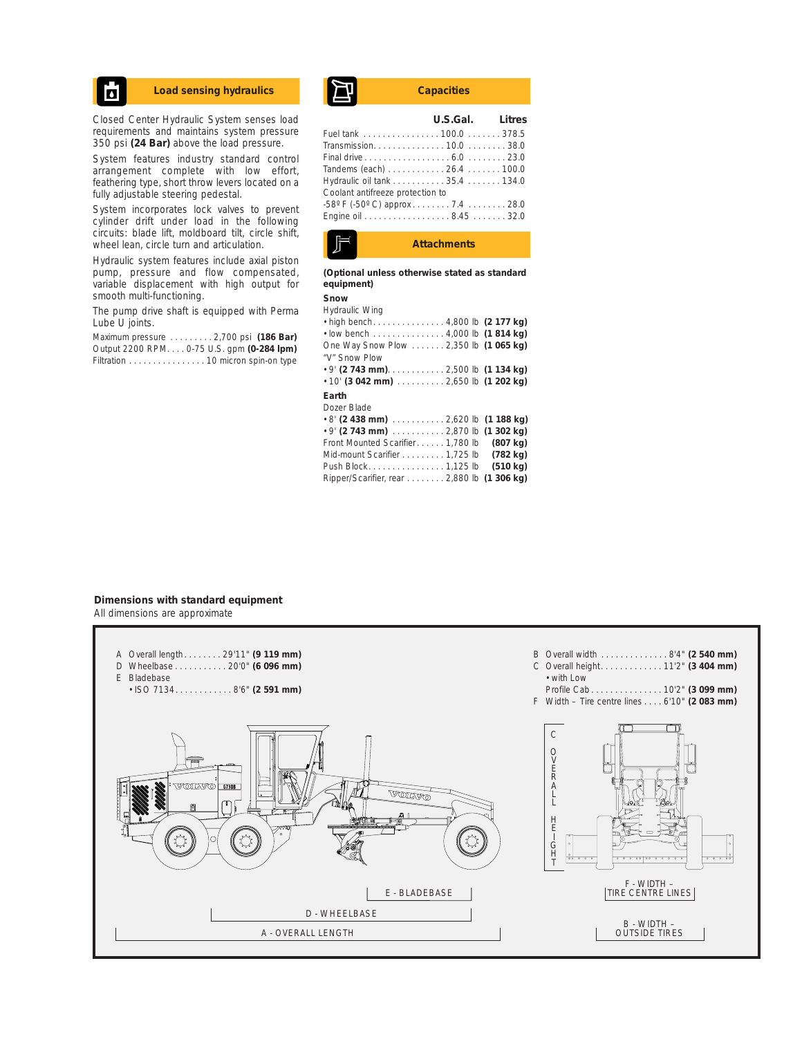## Load sensing hydraulics

Closed Center Hydraulic System senses load requirements and maintains system pressure 350 psi **(24 Bar)** above the load pressure.

System features industry standard control arrangement complete with low effort, feathering type, short throw levers located on a fully adjustable steering pedestal.

System incorporates lock valves to prevent cylinder drift under load in the following circuits: blade lift, moldboard tilt, circle shift, wheel lean, circle turn and articulation.

Hydraulic system features include axial piston pump, pressure and flow compensated, variable displacement with high output for smooth multi-functioning.

The pump drive shaft is equipped with Perma Lube U joints.

Maximum pressure . . . . . . . . . 2,700 psi **(186 Bar)**
Output 2200 RPM. . . . 0-75 U.S. gpm **(0-284 lpm)**
Filtration . . . . . . . . . . . . . . . . 10 micron spin-on type

## Capacities

| | U.S.Gal. | Litres |
|---|---|---|
| Fuel tank | 100.0 | 378.5 |
| Transmission | 10.0 | 38.0 |
| Final drive | 6.0 | 23.0 |
| Tandems (each) | 26.4 | 100.0 |
| Hydraulic oil tank | 35.4 | 134.0 |
| Coolant antifreeze protection to -58º F (-50º C) approx | 7.4 | 28.0 |
| Engine oil | 8.45 | 32.0 |

## Attachments

**(Optional unless otherwise stated as standard equipment)**

**Snow**

Hydraulic Wing
- high bench. . . . . . . . . . . . . . . 4,800 lb **(2 177 kg)**
- low bench . . . . . . . . . . . . . . . 4,000 lb **(1 814 kg)**

One Way Snow Plow . . . . . . . 2,350 lb **(1 065 kg)**

"V" Snow Plow
- 9' **(2 743 mm)**. . . . . . . . . . . . 2,500 lb **(1 134 kg)**
- 10' **(3 042 mm)** . . . . . . . . . . 2,650 lb **(1 202 kg)**

**Earth**

Dozer Blade
- 8' **(2 438 mm)** . . . . . . . . . . . 2,620 lb **(1 188 kg)**
- 9' **(2 743 mm)** . . . . . . . . . . . 2,870 lb **(1 302 kg)**

Front Mounted Scarifier. . . . . . 1,780 lb **(807 kg)**
Mid-mount Scarifier . . . . . . . . . 1,725 lb **(782 kg)**
Push Block. . . . . . . . . . . . . . . . 1,125 lb **(510 kg)**
Ripper/Scarifier, rear . . . . . . . . 2,880 lb **(1 306 kg)**

**Dimensions with standard equipment**

All dimensions are approximate

A Overall length. . . . . . . . 29'11" **(9 119 mm)**
D Wheelbase . . . . . . . . . . . 20'0" **(6 096 mm)**
E Bladebase
- ISO 7134. . . . . . . . . . . . 8'6" **(2 591 mm)**

B Overall width . . . . . . . . . . . . . . 8'4" **(2 540 mm)**
C Overall height. . . . . . . . . . . . . 11'2" **(3 404 mm)**
- with Low Profile Cab . . . . . . . . . . . . . . . 10'2" **(3 099 mm)**

F Width – Tire centre lines . . . . 6'10" **(2 083 mm)**

E - BLADEBASE
D - WHEELBASE
A - OVERALL LENGTH
C OVERALL HEIGHT
F - WIDTH – TIRE CENTRE LINES
B - WIDTH – OUTSIDE TIRES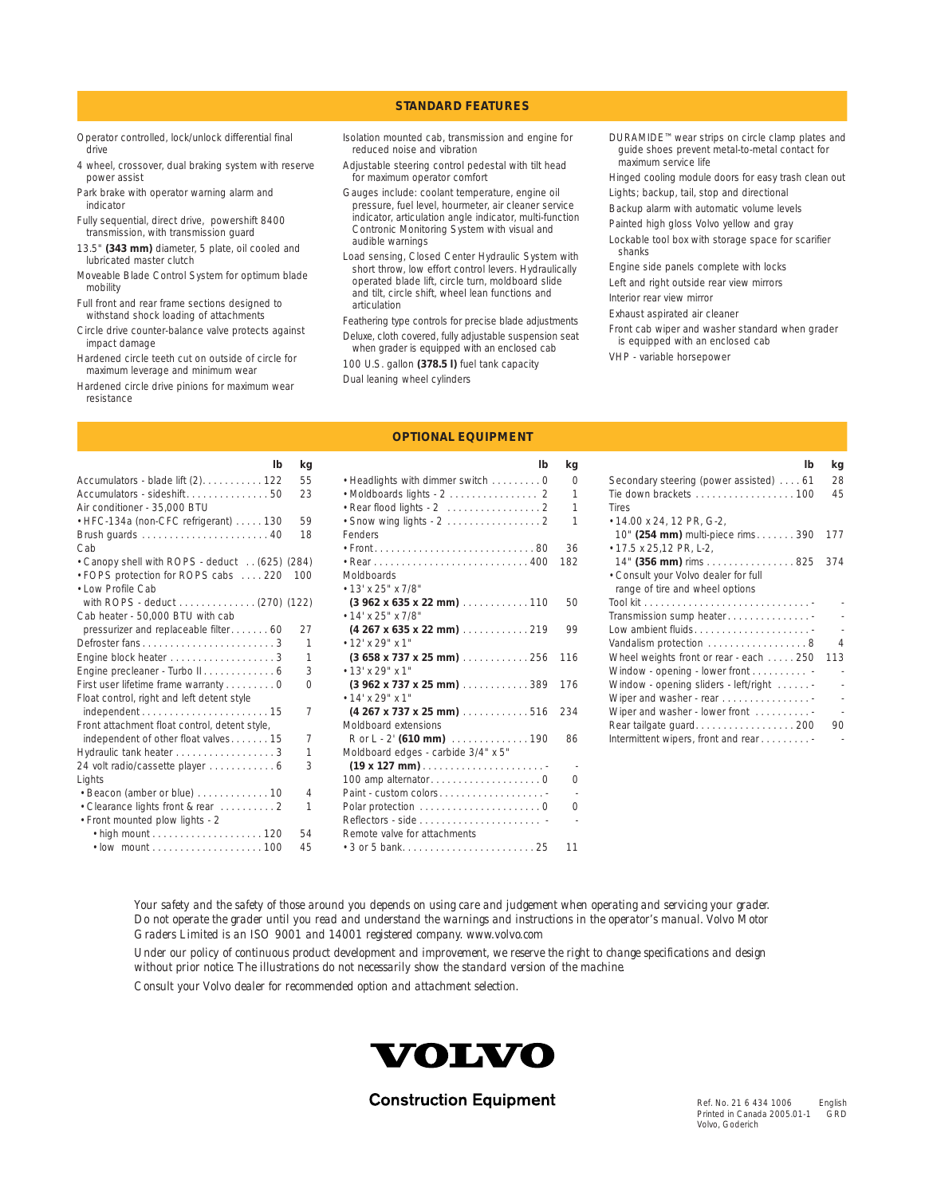## STANDARD FEATURES

- Operator controlled, lock/unlock differential final drive
- 4 wheel, crossover, dual braking system with reserve power assist
- Park brake with operator warning alarm and indicator
- Fully sequential, direct drive, powershift 8400 transmission, with transmission guard
- 13.5" **(343 mm)** diameter, 5 plate, oil cooled and lubricated master clutch
- Moveable Blade Control System for optimum blade mobility
- Full front and rear frame sections designed to withstand shock loading of attachments
- Circle drive counter-balance valve protects against impact damage
- Hardened circle teeth cut on outside of circle for maximum leverage and minimum wear
- Hardened circle drive pinions for maximum wear resistance
- Isolation mounted cab, transmission and engine for reduced noise and vibration
- Adjustable steering control pedestal with tilt head for maximum operator comfort
- Gauges include: coolant temperature, engine oil pressure, fuel level, hourmeter, air cleaner service indicator, articulation angle indicator, multi-function Contronic Monitoring System with visual and audible warnings
- Load sensing, Closed Center Hydraulic System with short throw, low effort control levers. Hydraulically operated blade lift, circle turn, moldboard slide and tilt, circle shift, wheel lean functions and articulation
- Feathering type controls for precise blade adjustments
- Deluxe, cloth covered, fully adjustable suspension seat when grader is equipped with an enclosed cab
- 100 U.S. gallon **(378.5 l)** fuel tank capacity
- Dual leaning wheel cylinders
- DURAMIDE™ wear strips on circle clamp plates and guide shoes prevent metal-to-metal contact for maximum service life
- Hinged cooling module doors for easy trash clean out
- Lights; backup, tail, stop and directional
- Backup alarm with automatic volume levels
- Painted high gloss Volvo yellow and gray
- Lockable tool box with storage space for scarifier shanks
- Engine side panels complete with locks
- Left and right outside rear view mirrors
- Interior rear view mirror
- Exhaust aspirated air cleaner
- Front cab wiper and washer standard when grader is equipped with an enclosed cab
- VHP - variable horsepower

## OPTIONAL EQUIPMENT

| | lb | kg |
|---|---|---|
| Accumulators - blade lift (2) | 122 | 55 |
| Accumulators - sideshift | 50 | 23 |
| Air conditioner - 35,000 BTU | | |
| • HFC-134a (non-CFC refrigerant) | 130 | 59 |
| Brush guards | 40 | 18 |
| Cab | | |
| • Canopy shell with ROPS - deduct | (625) | (284) |
| • FOPS protection for ROPS cabs | 220 | 100 |
| • Low Profile Cab with ROPS - deduct | (270) | (122) |
| Cab heater - 50,000 BTU with cab pressurizer and replaceable filter | 60 | 27 |
| Defroster fans | 3 | 1 |
| Engine block heater | 3 | 1 |
| Engine precleaner - Turbo II | 6 | 3 |
| First user lifetime frame warranty | 0 | 0 |
| Float control, right and left detent style independent | 15 | 7 |
| Front attachment float control, detent style, independent of other float valves | 15 | 7 |
| Hydraulic tank heater | 3 | 1 |
| 24 volt radio/cassette player | 6 | 3 |
| Lights | | |
| • Beacon (amber or blue) | 10 | 4 |
| • Clearance lights front & rear | 2 | 1 |
| • Front mounted plow lights - 2 | | |
| • high mount | 120 | 54 |
| • low mount | 100 | 45 |
| • Headlights with dimmer switch | 0 | 0 |
| • Moldboards lights - 2 | 2 | 1 |
| • Rear flood lights - 2 | 2 | 1 |
| • Snow wing lights - 2 | 2 | 1 |
| Fenders | | |
| • Front | 80 | 36 |
| • Rear | 400 | 182 |
| Moldboards | | |
| • 13' x 25" x 7/8" **(3 962 x 635 x 22 mm)** | 110 | 50 |
| • 14' x 25" x 7/8" **(4 267 x 635 x 22 mm)** | 219 | 99 |
| • 12' x 29" x 1" **(3 658 x 737 x 25 mm)** | 256 | 116 |
| • 13' x 29" x 1" **(3 962 x 737 x 25 mm)** | 389 | 176 |
| • 14' x 29" x 1" **(4 267 x 737 x 25 mm)** | 516 | 234 |
| Moldboard extensions R or L - 2' **(610 mm)** | 190 | 86 |
| Moldboard edges - carbide 3/4" x 5" **(19 x 127 mm)** | - | - |
| 100 amp alternator | 0 | 0 |
| Paint - custom colors | - | - |
| Polar protection | 0 | 0 |
| Reflectors - side | - | - |
| Remote valve for attachments | | |
| • 3 or 5 bank | 25 | 11 |
| Secondary steering (power assisted) | 61 | 28 |
| Tie down brackets | 100 | 45 |
| Tires | | |
| • 14.00 x 24, 12 PR, G-2, 10" **(254 mm)** multi-piece rims | 390 | 177 |
| • 17.5 x 25,12 PR, L-2, 14" **(356 mm)** rims | 825 | 374 |
| • Consult your Volvo dealer for full range of tire and wheel options | | |
| Tool kit | - | - |
| Transmission sump heater | - | - |
| Low ambient fluids | - | - |
| Vandalism protection | 8 | 4 |
| Wheel weights front or rear - each | 250 | 113 |
| Window - opening - lower front | - | - |
| Window - opening sliders - left/right | - | - |
| Wiper and washer - rear | - | - |
| Wiper and washer - lower front | - | - |
| Rear tailgate guard | 200 | 90 |
| Intermittent wipers, front and rear | - | - |

*Your safety and the safety of those around you depends on using care and judgement when operating and servicing your grader. Do not operate the grader until you read and understand the warnings and instructions in the operator's manual. Volvo Motor Graders Limited is an ISO 9001 and 14001 registered company. www.volvo.com*

*Under our policy of continuous product development and improvement, we reserve the right to change specifications and design without prior notice. The illustrations do not necessarily show the standard version of the machine.*

*Consult your Volvo dealer for recommended option and attachment selection.*

VOLVO

Construction Equipment

Ref. No. 21 6 434 1006 English
Printed in Canada 2005.01-1 GRD
Volvo, Goderich